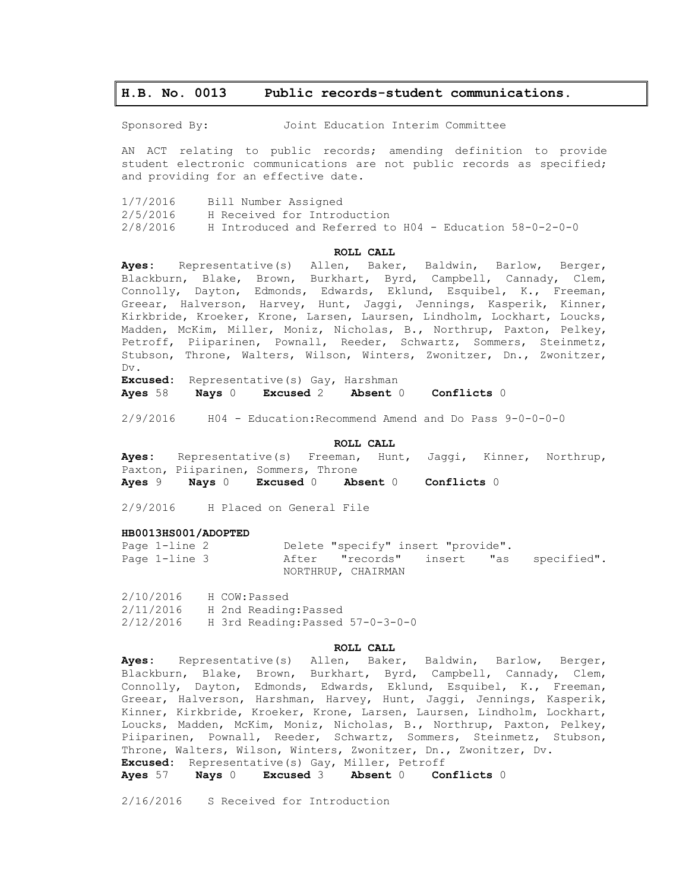## H.B. No. 0013 Public records-student communications.

Sponsored By: Joint Education Interim Committee

AN ACT relating to public records; amending definition to provide student electronic communications are not public records as specified; and providing for an effective date.

1/7/2016 Bill Number Assigned
2/5/2016 H Received for Introduction
2/8/2016 H Introduced and Referred to H04 - Education 58-0-2-0-0

**ROLL CALL**

**Ayes**: Representative(s) Allen, Baker, Baldwin, Barlow, Berger, Blackburn, Blake, Brown, Burkhart, Byrd, Campbell, Cannady, Clem, Connolly, Dayton, Edmonds, Edwards, Eklund, Esquibel, K., Freeman, Greear, Halverson, Harvey, Hunt, Jaggi, Jennings, Kasperik, Kinner, Kirkbride, Kroeker, Krone, Larsen, Laursen, Lindholm, Lockhart, Loucks, Madden, McKim, Miller, Moniz, Nicholas, B., Northrup, Paxton, Pelkey, Petroff, Piiparinen, Pownall, Reeder, Schwartz, Sommers, Steinmetz, Stubson, Throne, Walters, Wilson, Winters, Zwonitzer, Dn., Zwonitzer, Dv.
**Excused**: Representative(s) Gay, Harshman
**Ayes** 58 **Nays** 0 **Excused** 2 **Absent** 0 **Conflicts** 0

2/9/2016 H04 - Education:Recommend Amend and Do Pass 9-0-0-0-0

**ROLL CALL**

**Ayes**: Representative(s) Freeman, Hunt, Jaggi, Kinner, Northrup, Paxton, Piiparinen, Sommers, Throne
**Ayes** 9 **Nays** 0 **Excused** 0 **Absent** 0 **Conflicts** 0

2/9/2016 H Placed on General File

**HB0013HS001/ADOPTED**

Page 1-line 2 Delete "specify" insert "provide".
Page 1-line 3 After "records" insert "as specified".
NORTHRUP, CHAIRMAN

2/10/2016 H COW:Passed
2/11/2016 H 2nd Reading:Passed
2/12/2016 H 3rd Reading:Passed 57-0-3-0-0

**ROLL CALL**

**Ayes**: Representative(s) Allen, Baker, Baldwin, Barlow, Berger, Blackburn, Blake, Brown, Burkhart, Byrd, Campbell, Cannady, Clem, Connolly, Dayton, Edmonds, Edwards, Eklund, Esquibel, K., Freeman, Greear, Halverson, Harshman, Harvey, Hunt, Jaggi, Jennings, Kasperik, Kinner, Kirkbride, Kroeker, Krone, Larsen, Laursen, Lindholm, Lockhart, Loucks, Madden, McKim, Moniz, Nicholas, B., Northrup, Paxton, Pelkey, Piiparinen, Pownall, Reeder, Schwartz, Sommers, Steinmetz, Stubson, Throne, Walters, Wilson, Winters, Zwonitzer, Dn., Zwonitzer, Dv.
**Excused**: Representative(s) Gay, Miller, Petroff
**Ayes** 57 **Nays** 0 **Excused** 3 **Absent** 0 **Conflicts** 0

2/16/2016 S Received for Introduction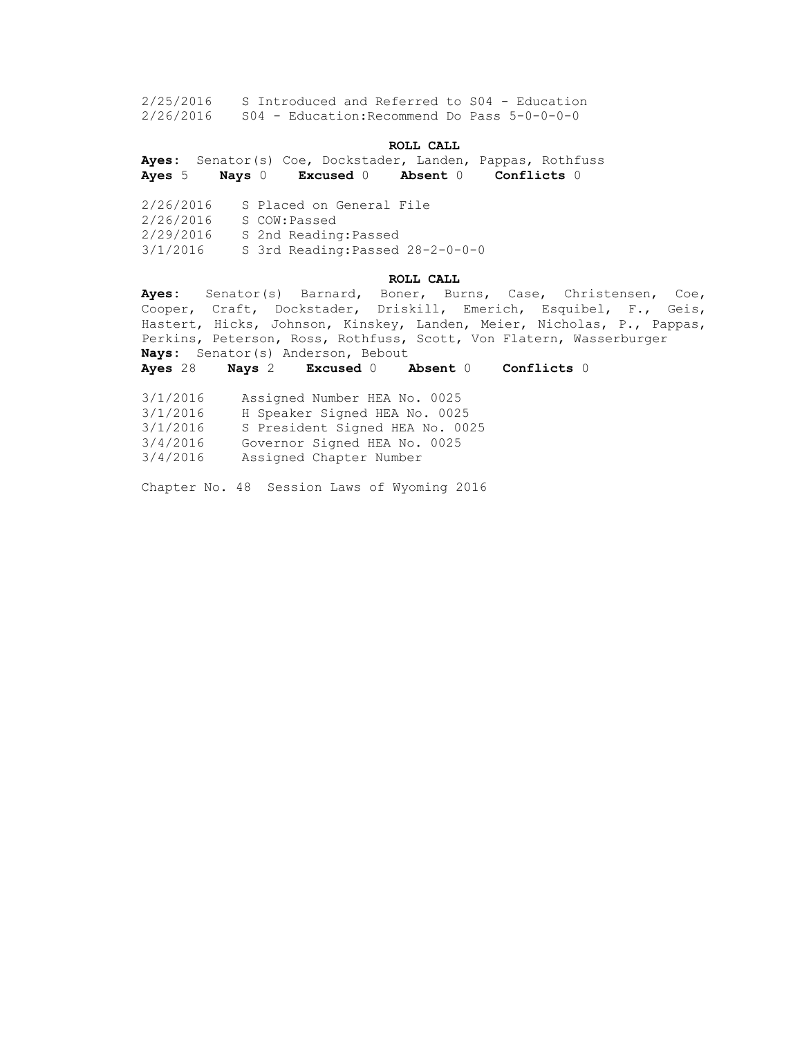2/25/2016 S Introduced and Referred to S04 - Education
2/26/2016 S04 - Education:Recommend Do Pass 5-0-0-0-0

**ROLL CALL**

**Ayes:** Senator(s) Coe, Dockstader, Landen, Pappas, Rothfuss
**Ayes** 5 **Nays** 0 **Excused** 0 **Absent** 0 **Conflicts** 0

2/26/2016 S Placed on General File
2/26/2016 S COW:Passed
2/29/2016 S 2nd Reading:Passed
3/1/2016 S 3rd Reading:Passed 28-2-0-0-0

**ROLL CALL**

**Ayes:** Senator(s) Barnard, Boner, Burns, Case, Christensen, Coe, Cooper, Craft, Dockstader, Driskill, Emerich, Esquibel, F., Geis, Hastert, Hicks, Johnson, Kinskey, Landen, Meier, Nicholas, P., Pappas, Perkins, Peterson, Ross, Rothfuss, Scott, Von Flatern, Wasserburger
**Nays:** Senator(s) Anderson, Bebout
**Ayes** 28 **Nays** 2 **Excused** 0 **Absent** 0 **Conflicts** 0

3/1/2016 Assigned Number HEA No. 0025
3/1/2016 H Speaker Signed HEA No. 0025
3/1/2016 S President Signed HEA No. 0025
3/4/2016 Governor Signed HEA No. 0025
3/4/2016 Assigned Chapter Number

Chapter No. 48 Session Laws of Wyoming 2016